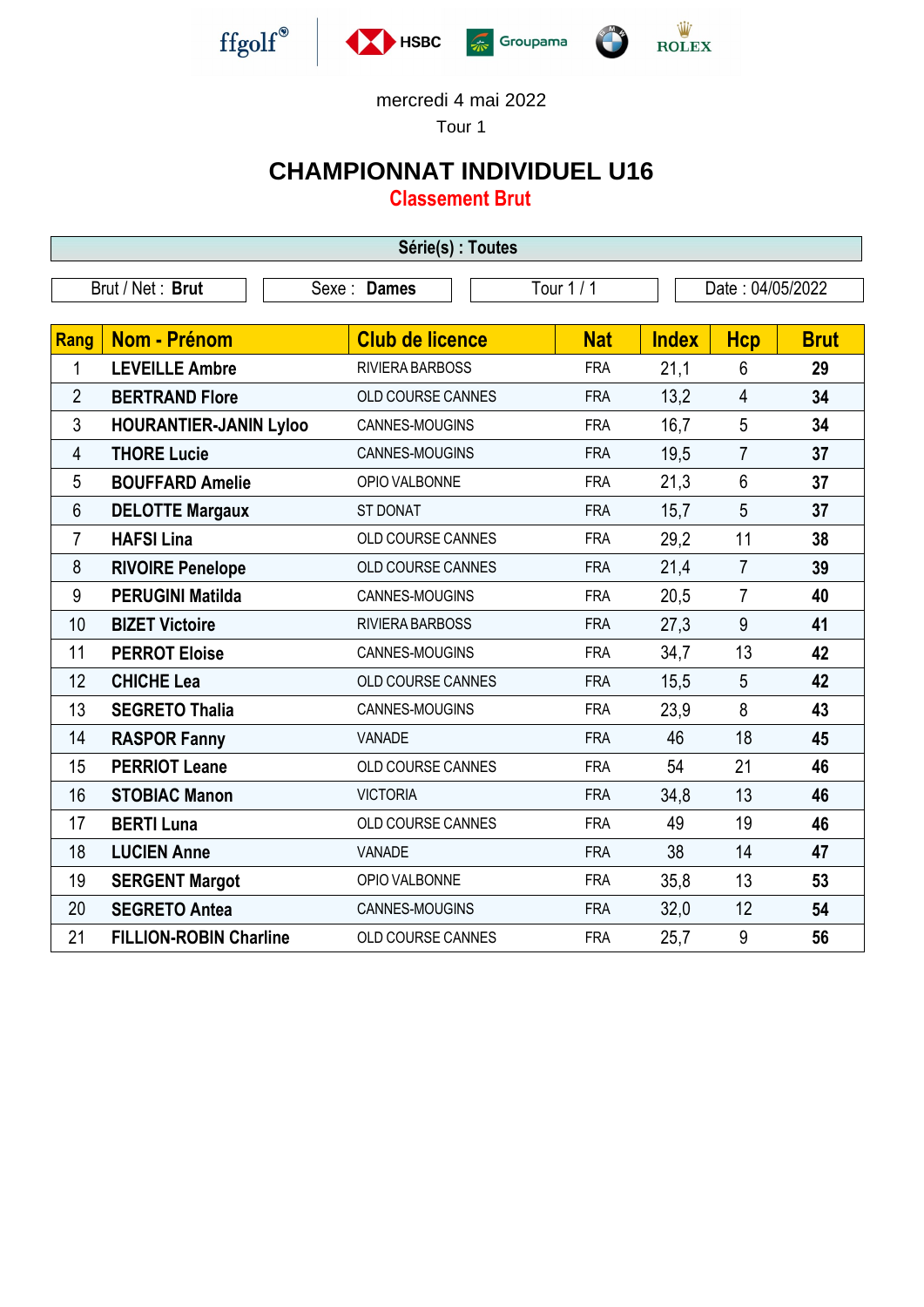ffgolf® HSBC Groupama ROLEX

mercredi 4 mai 2022

Tour 1

# CHAMPIONNAT INDIVIDUEL U16

## Classement Brut

**Série(s) : Toutes**

| Brut / Net : **Brut** | Sexe : **Dames** | Tour 1 / 1 | Date : 04/05/2022 |
|---|---|---|---|

| Rang | Nom - Prénom | Club de licence | Nat | Index | Hcp | Brut |
|---|---|---|---|---|---|---|
| 1 | **LEVEILLE Ambre** | RIVIERA BARBOSS | FRA | 21,1 | 6 | **29** |
| 2 | **BERTRAND Flore** | OLD COURSE CANNES | FRA | 13,2 | 4 | **34** |
| 3 | **HOURANTIER-JANIN Lyloo** | CANNES-MOUGINS | FRA | 16,7 | 5 | **34** |
| 4 | **THORE Lucie** | CANNES-MOUGINS | FRA | 19,5 | 7 | **37** |
| 5 | **BOUFFARD Amelie** | OPIO VALBONNE | FRA | 21,3 | 6 | **37** |
| 6 | **DELOTTE Margaux** | ST DONAT | FRA | 15,7 | 5 | **37** |
| 7 | **HAFSI Lina** | OLD COURSE CANNES | FRA | 29,2 | 11 | **38** |
| 8 | **RIVOIRE Penelope** | OLD COURSE CANNES | FRA | 21,4 | 7 | **39** |
| 9 | **PERUGINI Matilda** | CANNES-MOUGINS | FRA | 20,5 | 7 | **40** |
| 10 | **BIZET Victoire** | RIVIERA BARBOSS | FRA | 27,3 | 9 | **41** |
| 11 | **PERROT Eloise** | CANNES-MOUGINS | FRA | 34,7 | 13 | **42** |
| 12 | **CHICHE Lea** | OLD COURSE CANNES | FRA | 15,5 | 5 | **42** |
| 13 | **SEGRETO Thalia** | CANNES-MOUGINS | FRA | 23,9 | 8 | **43** |
| 14 | **RASPOR Fanny** | VANADE | FRA | 46 | 18 | **45** |
| 15 | **PERRIOT Leane** | OLD COURSE CANNES | FRA | 54 | 21 | **46** |
| 16 | **STOBIAC Manon** | VICTORIA | FRA | 34,8 | 13 | **46** |
| 17 | **BERTI Luna** | OLD COURSE CANNES | FRA | 49 | 19 | **46** |
| 18 | **LUCIEN Anne** | VANADE | FRA | 38 | 14 | **47** |
| 19 | **SERGENT Margot** | OPIO VALBONNE | FRA | 35,8 | 13 | **53** |
| 20 | **SEGRETO Antea** | CANNES-MOUGINS | FRA | 32,0 | 12 | **54** |
| 21 | **FILLION-ROBIN Charline** | OLD COURSE CANNES | FRA | 25,7 | 9 | **56** |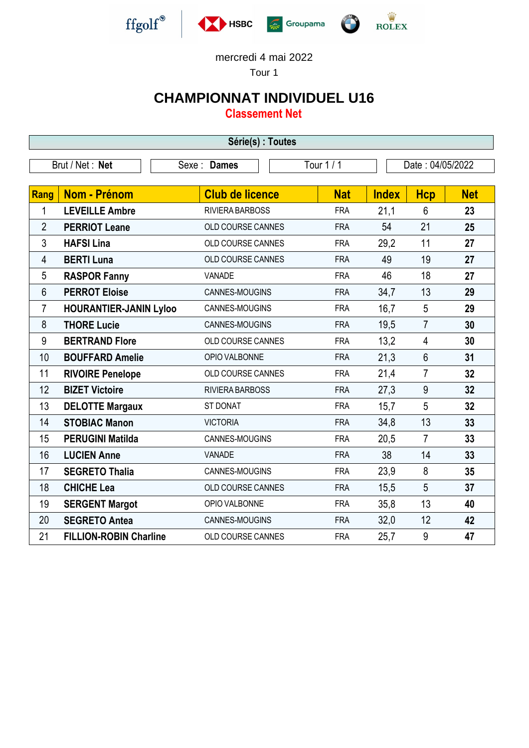mercredi 4 mai 2022

Tour 1

# CHAMPIONNAT INDIVIDUEL U16

## Classement Net

**Série(s) : Toutes**

| Brut / Net : **Net** | Sexe : **Dames** | Tour 1 / 1 | Date : 04/05/2022 |
|---|---|---|---|

| Rang | Nom - Prénom | Club de licence | Nat | Index | Hcp | Net |
|---|---|---|---|---|---|---|
| 1 | **LEVEILLE Ambre** | RIVIERA BARBOSS | FRA | 21,1 | 6 | **23** |
| 2 | **PERRIOT Leane** | OLD COURSE CANNES | FRA | 54 | 21 | **25** |
| 3 | **HAFSI Lina** | OLD COURSE CANNES | FRA | 29,2 | 11 | **27** |
| 4 | **BERTI Luna** | OLD COURSE CANNES | FRA | 49 | 19 | **27** |
| 5 | **RASPOR Fanny** | VANADE | FRA | 46 | 18 | **27** |
| 6 | **PERROT Eloise** | CANNES-MOUGINS | FRA | 34,7 | 13 | **29** |
| 7 | **HOURANTIER-JANIN Lyloo** | CANNES-MOUGINS | FRA | 16,7 | 5 | **29** |
| 8 | **THORE Lucie** | CANNES-MOUGINS | FRA | 19,5 | 7 | **30** |
| 9 | **BERTRAND Flore** | OLD COURSE CANNES | FRA | 13,2 | 4 | **30** |
| 10 | **BOUFFARD Amelie** | OPIO VALBONNE | FRA | 21,3 | 6 | **31** |
| 11 | **RIVOIRE Penelope** | OLD COURSE CANNES | FRA | 21,4 | 7 | **32** |
| 12 | **BIZET Victoire** | RIVIERA BARBOSS | FRA | 27,3 | 9 | **32** |
| 13 | **DELOTTE Margaux** | ST DONAT | FRA | 15,7 | 5 | **32** |
| 14 | **STOBIAC Manon** | VICTORIA | FRA | 34,8 | 13 | **33** |
| 15 | **PERUGINI Matilda** | CANNES-MOUGINS | FRA | 20,5 | 7 | **33** |
| 16 | **LUCIEN Anne** | VANADE | FRA | 38 | 14 | **33** |
| 17 | **SEGRETO Thalia** | CANNES-MOUGINS | FRA | 23,9 | 8 | **35** |
| 18 | **CHICHE Lea** | OLD COURSE CANNES | FRA | 15,5 | 5 | **37** |
| 19 | **SERGENT Margot** | OPIO VALBONNE | FRA | 35,8 | 13 | **40** |
| 20 | **SEGRETO Antea** | CANNES-MOUGINS | FRA | 32,0 | 12 | **42** |
| 21 | **FILLION-ROBIN Charline** | OLD COURSE CANNES | FRA | 25,7 | 9 | **47** |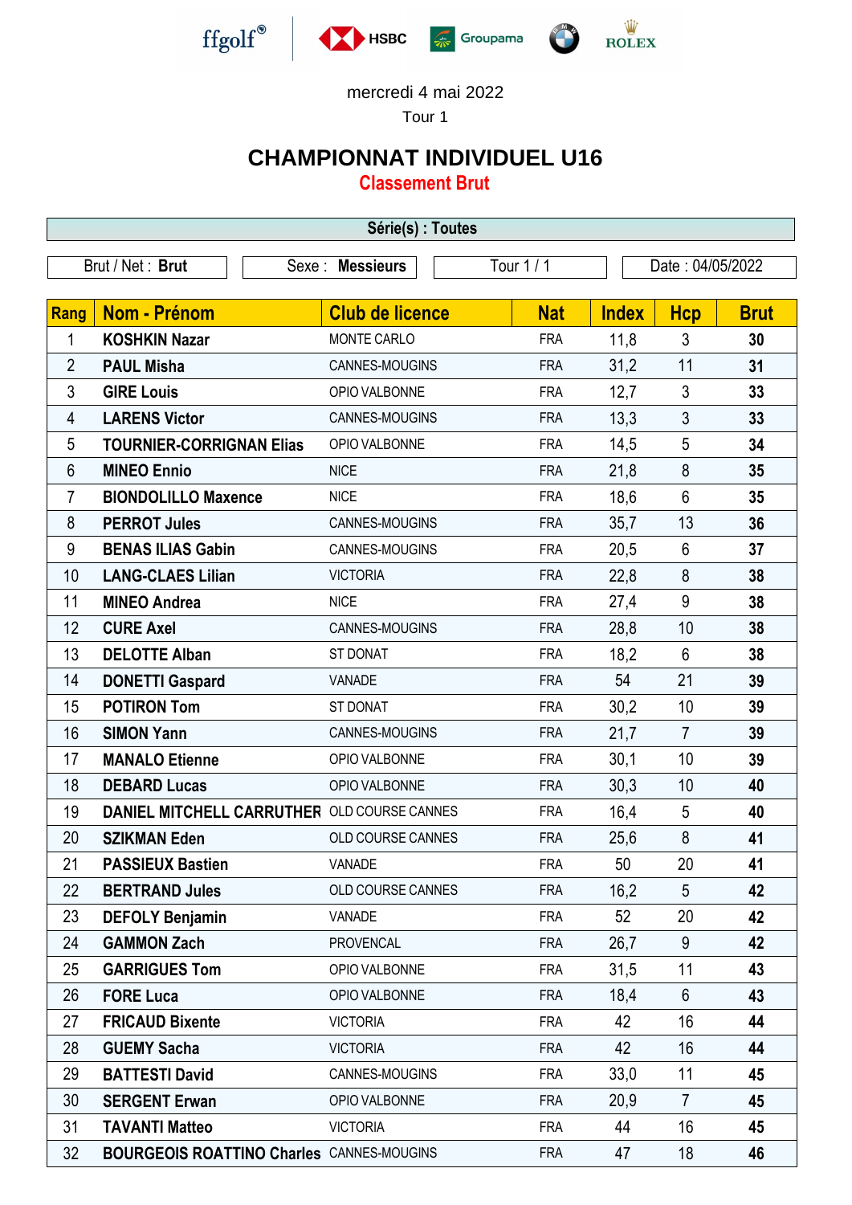ffgolf HSBC Groupama ROLEX

mercredi 4 mai 2022

Tour 1

# CHAMPIONNAT INDIVIDUEL U16

## Classement Brut

**Série(s) : Toutes**

| Brut / Net : **Brut** | Sexe : **Messieurs** | Tour 1 / 1 | Date : 04/05/2022 |
|---|---|---|---|

| Rang | Nom - Prénom | Club de licence | Nat | Index | Hcp | Brut |
|---|---|---|---|---|---|---|
| 1 | **KOSHKIN Nazar** | MONTE CARLO | FRA | 11,8 | 3 | **30** |
| 2 | **PAUL Misha** | CANNES-MOUGINS | FRA | 31,2 | 11 | **31** |
| 3 | **GIRE Louis** | OPIO VALBONNE | FRA | 12,7 | 3 | **33** |
| 4 | **LARENS Victor** | CANNES-MOUGINS | FRA | 13,3 | 3 | **33** |
| 5 | **TOURNIER-CORRIGNAN Elias** | OPIO VALBONNE | FRA | 14,5 | 5 | **34** |
| 6 | **MINEO Ennio** | NICE | FRA | 21,8 | 8 | **35** |
| 7 | **BIONDOLILLO Maxence** | NICE | FRA | 18,6 | 6 | **35** |
| 8 | **PERROT Jules** | CANNES-MOUGINS | FRA | 35,7 | 13 | **36** |
| 9 | **BENAS ILIAS Gabin** | CANNES-MOUGINS | FRA | 20,5 | 6 | **37** |
| 10 | **LANG-CLAES Lilian** | VICTORIA | FRA | 22,8 | 8 | **38** |
| 11 | **MINEO Andrea** | NICE | FRA | 27,4 | 9 | **38** |
| 12 | **CURE Axel** | CANNES-MOUGINS | FRA | 28,8 | 10 | **38** |
| 13 | **DELOTTE Alban** | ST DONAT | FRA | 18,2 | 6 | **38** |
| 14 | **DONETTI Gaspard** | VANADE | FRA | 54 | 21 | **39** |
| 15 | **POTIRON Tom** | ST DONAT | FRA | 30,2 | 10 | **39** |
| 16 | **SIMON Yann** | CANNES-MOUGINS | FRA | 21,7 | 7 | **39** |
| 17 | **MANALO Etienne** | OPIO VALBONNE | FRA | 30,1 | 10 | **39** |
| 18 | **DEBARD Lucas** | OPIO VALBONNE | FRA | 30,3 | 10 | **40** |
| 19 | **DANIEL MITCHELL CARRUTHER** | OLD COURSE CANNES | FRA | 16,4 | 5 | **40** |
| 20 | **SZIKMAN Eden** | OLD COURSE CANNES | FRA | 25,6 | 8 | **41** |
| 21 | **PASSIEUX Bastien** | VANADE | FRA | 50 | 20 | **41** |
| 22 | **BERTRAND Jules** | OLD COURSE CANNES | FRA | 16,2 | 5 | **42** |
| 23 | **DEFOLY Benjamin** | VANADE | FRA | 52 | 20 | **42** |
| 24 | **GAMMON Zach** | PROVENCAL | FRA | 26,7 | 9 | **42** |
| 25 | **GARRIGUES Tom** | OPIO VALBONNE | FRA | 31,5 | 11 | **43** |
| 26 | **FORE Luca** | OPIO VALBONNE | FRA | 18,4 | 6 | **43** |
| 27 | **FRICAUD Bixente** | VICTORIA | FRA | 42 | 16 | **44** |
| 28 | **GUEMY Sacha** | VICTORIA | FRA | 42 | 16 | **44** |
| 29 | **BATTESTI David** | CANNES-MOUGINS | FRA | 33,0 | 11 | **45** |
| 30 | **SERGENT Erwan** | OPIO VALBONNE | FRA | 20,9 | 7 | **45** |
| 31 | **TAVANTI Matteo** | VICTORIA | FRA | 44 | 16 | **45** |
| 32 | **BOURGEOIS ROATTINO Charles** | CANNES-MOUGINS | FRA | 47 | 18 | **46** |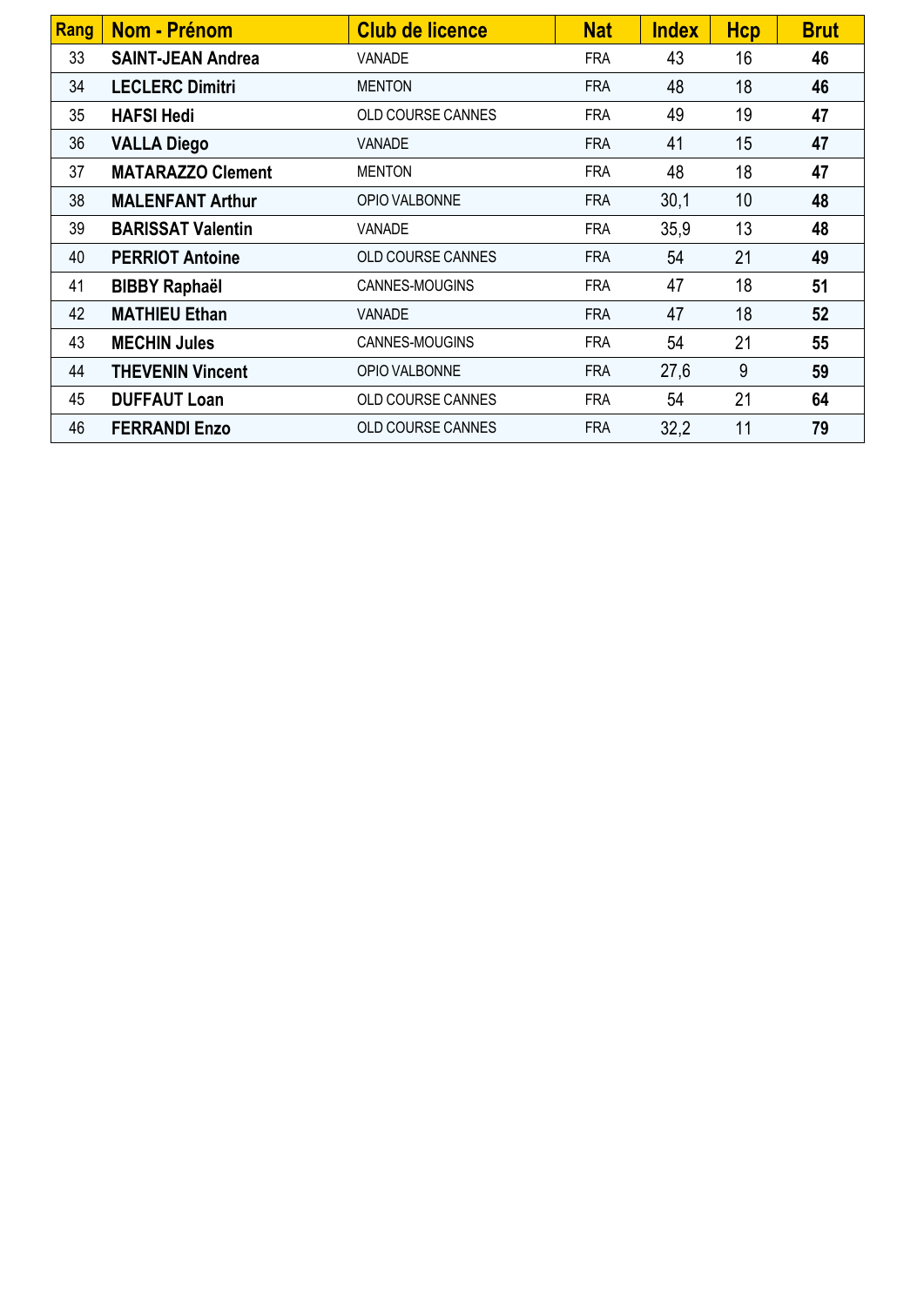| Rang | Nom - Prénom | Club de licence | Nat | Index | Hcp | Brut |
|---|---|---|---|---|---|---|
| 33 | **SAINT-JEAN Andrea** | VANADE | FRA | 43 | 16 | **46** |
| 34 | **LECLERC Dimitri** | MENTON | FRA | 48 | 18 | **46** |
| 35 | **HAFSI Hedi** | OLD COURSE CANNES | FRA | 49 | 19 | **47** |
| 36 | **VALLA Diego** | VANADE | FRA | 41 | 15 | **47** |
| 37 | **MATARAZZO Clement** | MENTON | FRA | 48 | 18 | **47** |
| 38 | **MALENFANT Arthur** | OPIO VALBONNE | FRA | 30,1 | 10 | **48** |
| 39 | **BARISSAT Valentin** | VANADE | FRA | 35,9 | 13 | **48** |
| 40 | **PERRIOT Antoine** | OLD COURSE CANNES | FRA | 54 | 21 | **49** |
| 41 | **BIBBY Raphaël** | CANNES-MOUGINS | FRA | 47 | 18 | **51** |
| 42 | **MATHIEU Ethan** | VANADE | FRA | 47 | 18 | **52** |
| 43 | **MECHIN Jules** | CANNES-MOUGINS | FRA | 54 | 21 | **55** |
| 44 | **THEVENIN Vincent** | OPIO VALBONNE | FRA | 27,6 | 9 | **59** |
| 45 | **DUFFAUT Loan** | OLD COURSE CANNES | FRA | 54 | 21 | **64** |
| 46 | **FERRANDI Enzo** | OLD COURSE CANNES | FRA | 32,2 | 11 | **79** |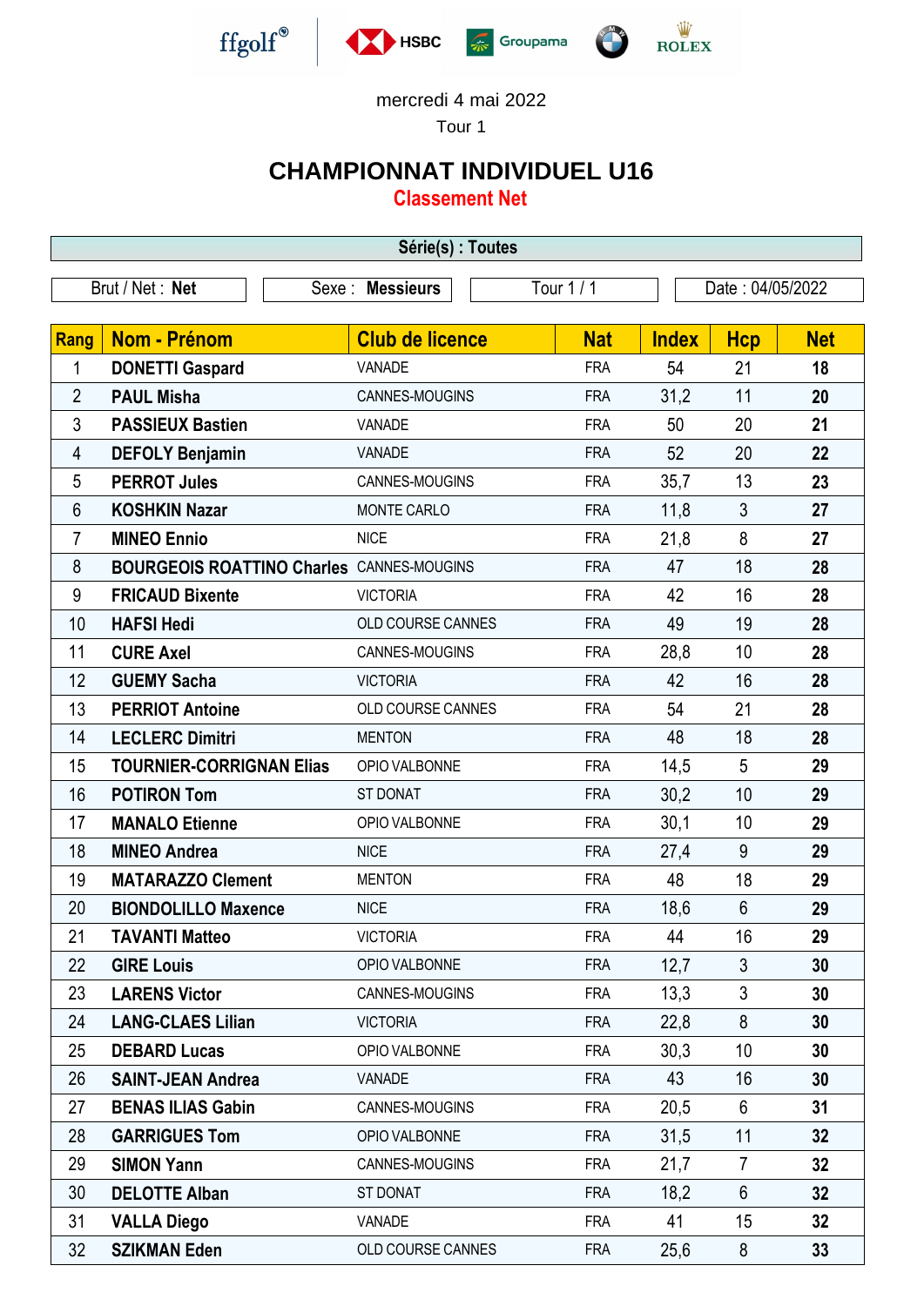mercredi 4 mai 2022

Tour 1

# CHAMPIONNAT INDIVIDUEL U16

## Classement Net

**Série(s) : Toutes**

| Brut / Net : **Net** | Sexe : **Messieurs** | Tour 1 / 1 | Date : 04/05/2022 |
|---|---|---|---|

| Rang | Nom - Prénom | Club de licence | Nat | Index | Hcp | Net |
|---|---|---|---|---|---|---|
| 1 | **DONETTI Gaspard** | VANADE | FRA | 54 | 21 | **18** |
| 2 | **PAUL Misha** | CANNES-MOUGINS | FRA | 31,2 | 11 | **20** |
| 3 | **PASSIEUX Bastien** | VANADE | FRA | 50 | 20 | **21** |
| 4 | **DEFOLY Benjamin** | VANADE | FRA | 52 | 20 | **22** |
| 5 | **PERROT Jules** | CANNES-MOUGINS | FRA | 35,7 | 13 | **23** |
| 6 | **KOSHKIN Nazar** | MONTE CARLO | FRA | 11,8 | 3 | **27** |
| 7 | **MINEO Ennio** | NICE | FRA | 21,8 | 8 | **27** |
| 8 | **BOURGEOIS ROATTINO Charles** | CANNES-MOUGINS | FRA | 47 | 18 | **28** |
| 9 | **FRICAUD Bixente** | VICTORIA | FRA | 42 | 16 | **28** |
| 10 | **HAFSI Hedi** | OLD COURSE CANNES | FRA | 49 | 19 | **28** |
| 11 | **CURE Axel** | CANNES-MOUGINS | FRA | 28,8 | 10 | **28** |
| 12 | **GUEMY Sacha** | VICTORIA | FRA | 42 | 16 | **28** |
| 13 | **PERRIOT Antoine** | OLD COURSE CANNES | FRA | 54 | 21 | **28** |
| 14 | **LECLERC Dimitri** | MENTON | FRA | 48 | 18 | **28** |
| 15 | **TOURNIER-CORRIGNAN Elias** | OPIO VALBONNE | FRA | 14,5 | 5 | **29** |
| 16 | **POTIRON Tom** | ST DONAT | FRA | 30,2 | 10 | **29** |
| 17 | **MANALO Etienne** | OPIO VALBONNE | FRA | 30,1 | 10 | **29** |
| 18 | **MINEO Andrea** | NICE | FRA | 27,4 | 9 | **29** |
| 19 | **MATARAZZO Clement** | MENTON | FRA | 48 | 18 | **29** |
| 20 | **BIONDOLILLO Maxence** | NICE | FRA | 18,6 | 6 | **29** |
| 21 | **TAVANTI Matteo** | VICTORIA | FRA | 44 | 16 | **29** |
| 22 | **GIRE Louis** | OPIO VALBONNE | FRA | 12,7 | 3 | **30** |
| 23 | **LARENS Victor** | CANNES-MOUGINS | FRA | 13,3 | 3 | **30** |
| 24 | **LANG-CLAES Lilian** | VICTORIA | FRA | 22,8 | 8 | **30** |
| 25 | **DEBARD Lucas** | OPIO VALBONNE | FRA | 30,3 | 10 | **30** |
| 26 | **SAINT-JEAN Andrea** | VANADE | FRA | 43 | 16 | **30** |
| 27 | **BENAS ILIAS Gabin** | CANNES-MOUGINS | FRA | 20,5 | 6 | **31** |
| 28 | **GARRIGUES Tom** | OPIO VALBONNE | FRA | 31,5 | 11 | **32** |
| 29 | **SIMON Yann** | CANNES-MOUGINS | FRA | 21,7 | 7 | **32** |
| 30 | **DELOTTE Alban** | ST DONAT | FRA | 18,2 | 6 | **32** |
| 31 | **VALLA Diego** | VANADE | FRA | 41 | 15 | **32** |
| 32 | **SZIKMAN Eden** | OLD COURSE CANNES | FRA | 25,6 | 8 | **33** |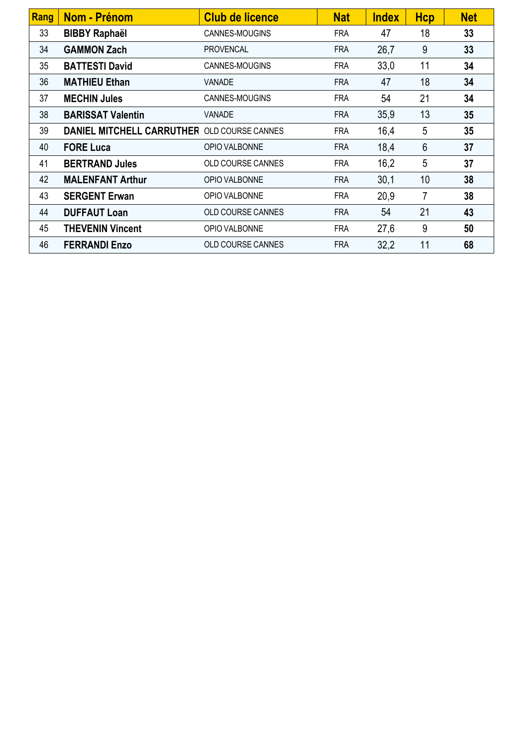| Rang | Nom - Prénom | Club de licence | Nat | Index | Hcp | Net |
|---|---|---|---|---|---|---|
| 33 | **BIBBY Raphaël** | CANNES-MOUGINS | FRA | 47 | 18 | **33** |
| 34 | **GAMMON Zach** | PROVENCAL | FRA | 26,7 | 9 | **33** |
| 35 | **BATTESTI David** | CANNES-MOUGINS | FRA | 33,0 | 11 | **34** |
| 36 | **MATHIEU Ethan** | VANADE | FRA | 47 | 18 | **34** |
| 37 | **MECHIN Jules** | CANNES-MOUGINS | FRA | 54 | 21 | **34** |
| 38 | **BARISSAT Valentin** | VANADE | FRA | 35,9 | 13 | **35** |
| 39 | **DANIEL MITCHELL CARRUTHER** | OLD COURSE CANNES | FRA | 16,4 | 5 | **35** |
| 40 | **FORE Luca** | OPIO VALBONNE | FRA | 18,4 | 6 | **37** |
| 41 | **BERTRAND Jules** | OLD COURSE CANNES | FRA | 16,2 | 5 | **37** |
| 42 | **MALENFANT Arthur** | OPIO VALBONNE | FRA | 30,1 | 10 | **38** |
| 43 | **SERGENT Erwan** | OPIO VALBONNE | FRA | 20,9 | 7 | **38** |
| 44 | **DUFFAUT Loan** | OLD COURSE CANNES | FRA | 54 | 21 | **43** |
| 45 | **THEVENIN Vincent** | OPIO VALBONNE | FRA | 27,6 | 9 | **50** |
| 46 | **FERRANDI Enzo** | OLD COURSE CANNES | FRA | 32,2 | 11 | **68** |